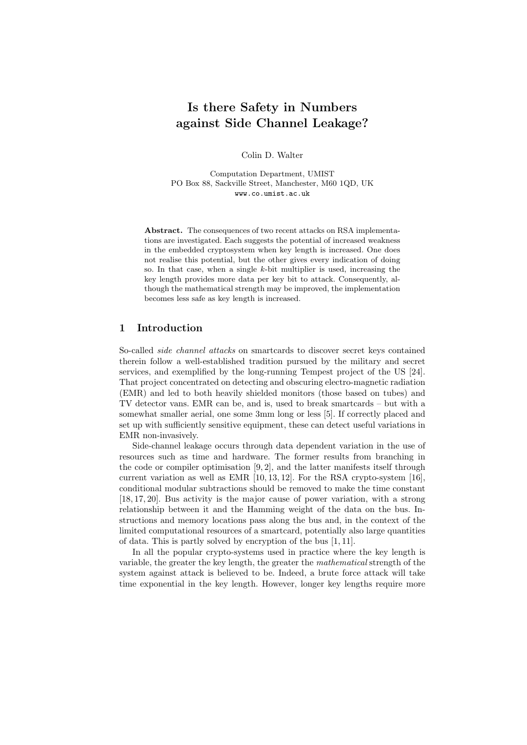# Is there Safety in Numbers against Side Channel Leakage?

Colin D. Walter

Computation Department, UMIST
PO Box 88, Sackville Street, Manchester, M60 1QD, UK
www.co.umist.ac.uk

**Abstract.** The consequences of two recent attacks on RSA implementations are investigated. Each suggests the potential of increased weakness in the embedded cryptosystem when key length is increased. One does not realise this potential, but the other gives every indication of doing so. In that case, when a single $k$-bit multiplier is used, increasing the key length provides more data per key bit to attack. Consequently, although the mathematical strength may be improved, the implementation becomes less safe as key length is increased.

## 1 Introduction

So-called *side channel attacks* on smartcards to discover secret keys contained therein follow a well-established tradition pursued by the military and secret services, and exemplified by the long-running Tempest project of the US [24]. That project concentrated on detecting and obscuring electro-magnetic radiation (EMR) and led to both heavily shielded monitors (those based on tubes) and TV detector vans. EMR can be, and is, used to break smartcards – but with a somewhat smaller aerial, one some 3mm long or less [5]. If correctly placed and set up with sufficiently sensitive equipment, these can detect useful variations in EMR non-invasively.

Side-channel leakage occurs through data dependent variation in the use of resources such as time and hardware. The former results from branching in the code or compiler optimisation [9, 2], and the latter manifests itself through current variation as well as EMR [10, 13, 12]. For the RSA crypto-system [16], conditional modular subtractions should be removed to make the time constant [18, 17, 20]. Bus activity is the major cause of power variation, with a strong relationship between it and the Hamming weight of the data on the bus. Instructions and memory locations pass along the bus and, in the context of the limited computational resources of a smartcard, potentially also large quantities of data. This is partly solved by encryption of the bus [1, 11].

In all the popular crypto-systems used in practice where the key length is variable, the greater the key length, the greater the *mathematical* strength of the system against attack is believed to be. Indeed, a brute force attack will take time exponential in the key length. However, longer key lengths require more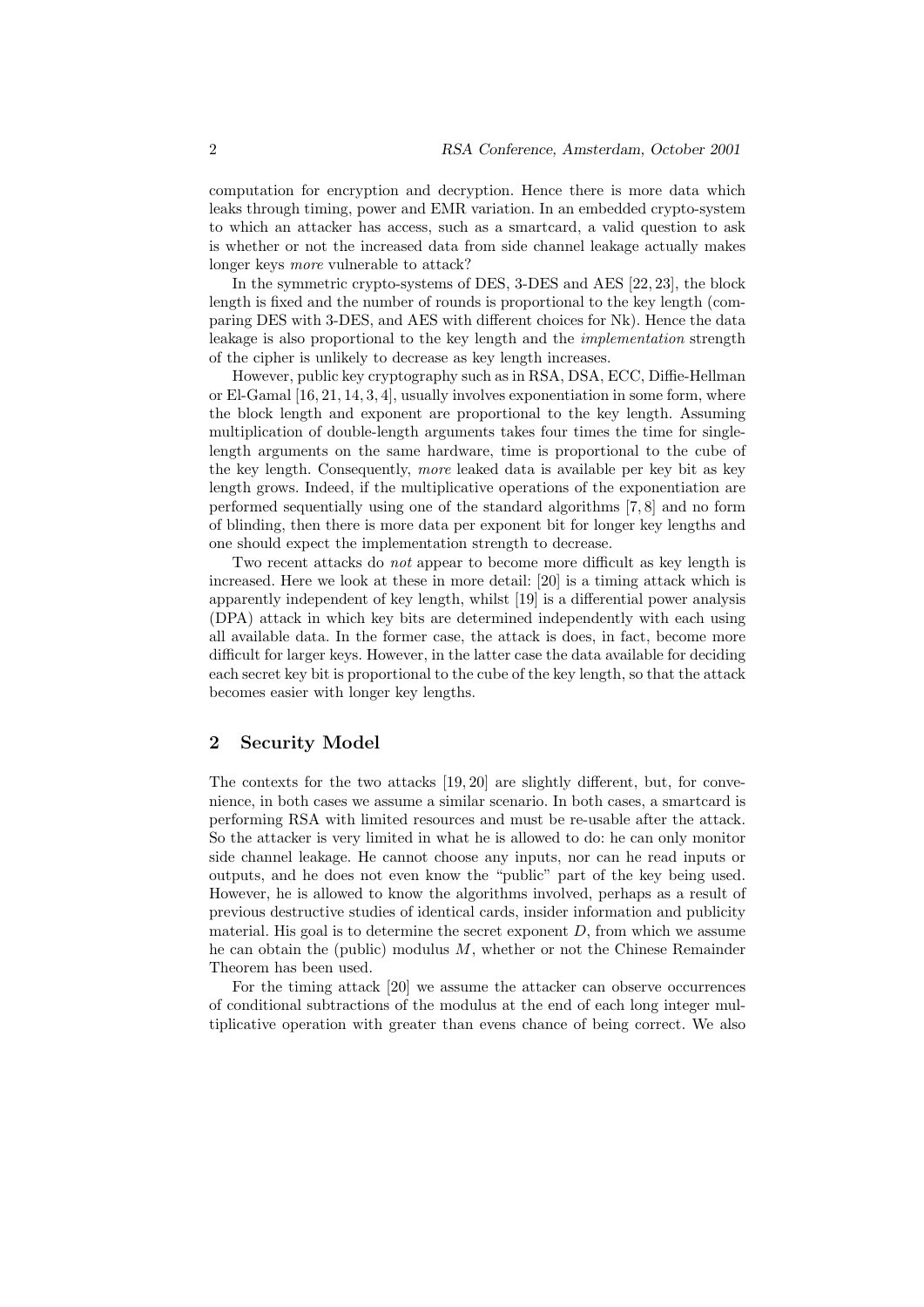computation for encryption and decryption. Hence there is more data which leaks through timing, power and EMR variation. In an embedded crypto-system to which an attacker has access, such as a smartcard, a valid question to ask is whether or not the increased data from side channel leakage actually makes longer keys *more* vulnerable to attack?

In the symmetric crypto-systems of DES, 3-DES and AES [22, 23], the block length is fixed and the number of rounds is proportional to the key length (comparing DES with 3-DES, and AES with different choices for Nk). Hence the data leakage is also proportional to the key length and the *implementation* strength of the cipher is unlikely to decrease as key length increases.

However, public key cryptography such as in RSA, DSA, ECC, Diffie-Hellman or El-Gamal [16, 21, 14, 3, 4], usually involves exponentiation in some form, where the block length and exponent are proportional to the key length. Assuming multiplication of double-length arguments takes four times the time for single-length arguments on the same hardware, time is proportional to the cube of the key length. Consequently, *more* leaked data is available per key bit as key length grows. Indeed, if the multiplicative operations of the exponentiation are performed sequentially using one of the standard algorithms [7, 8] and no form of blinding, then there is more data per exponent bit for longer key lengths and one should expect the implementation strength to decrease.

Two recent attacks do *not* appear to become more difficult as key length is increased. Here we look at these in more detail: [20] is a timing attack which is apparently independent of key length, whilst [19] is a differential power analysis (DPA) attack in which key bits are determined independently with each using all available data. In the former case, the attack is does, in fact, become more difficult for larger keys. However, in the latter case the data available for deciding each secret key bit is proportional to the cube of the key length, so that the attack becomes easier with longer key lengths.

## 2 Security Model

The contexts for the two attacks [19, 20] are slightly different, but, for convenience, in both cases we assume a similar scenario. In both cases, a smartcard is performing RSA with limited resources and must be re-usable after the attack. So the attacker is very limited in what he is allowed to do: he can only monitor side channel leakage. He cannot choose any inputs, nor can he read inputs or outputs, and he does not even know the "public" part of the key being used. However, he is allowed to know the algorithms involved, perhaps as a result of previous destructive studies of identical cards, insider information and publicity material. His goal is to determine the secret exponent $D$, from which we assume he can obtain the (public) modulus $M$, whether or not the Chinese Remainder Theorem has been used.

For the timing attack [20] we assume the attacker can observe occurrences of conditional subtractions of the modulus at the end of each long integer multiplicative operation with greater than evens chance of being correct. We also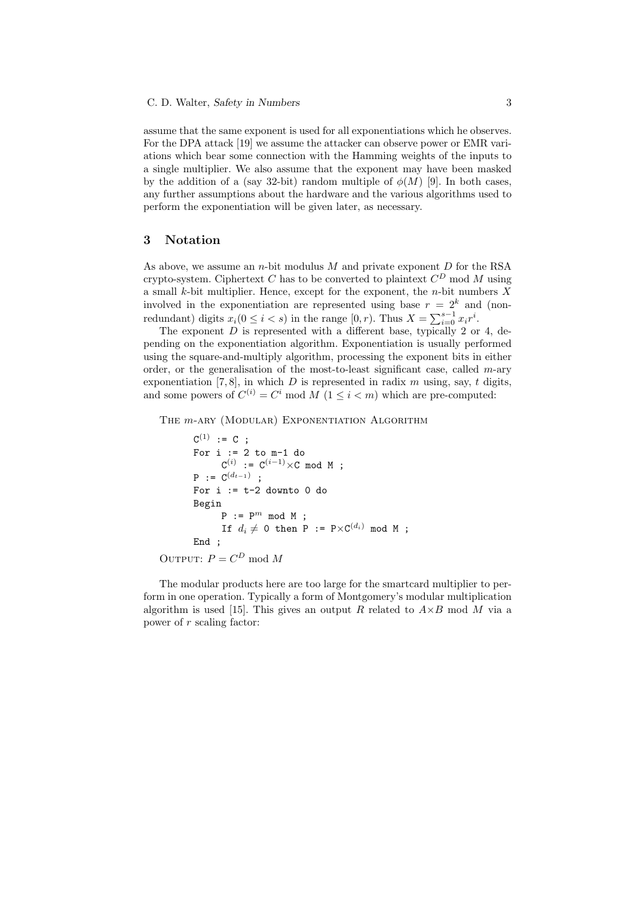assume that the same exponent is used for all exponentiations which he observes. For the DPA attack [19] we assume the attacker can observe power or EMR variations which bear some connection with the Hamming weights of the inputs to a single multiplier. We also assume that the exponent may have been masked by the addition of a (say 32-bit) random multiple of $\phi(M)$ [9]. In both cases, any further assumptions about the hardware and the various algorithms used to perform the exponentiation will be given later, as necessary.

## 3 Notation

As above, we assume an $n$-bit modulus $M$ and private exponent $D$ for the RSA crypto-system. Ciphertext $C$ has to be converted to plaintext $C^D \bmod M$ using a small $k$-bit multiplier. Hence, except for the exponent, the $n$-bit numbers $X$ involved in the exponentiation are represented using base $r = 2^k$ and (non-redundant) digits $x_i (0 \le i < s)$ in the range $[0, r)$. Thus $X = \sum_{i=0}^{s-1} x_i r^i$.

The exponent $D$ is represented with a different base, typically 2 or 4, depending on the exponentiation algorithm. Exponentiation is usually performed using the square-and-multiply algorithm, processing the exponent bits in either order, or the generalisation of the most-to-least significant case, called $m$-ary exponentiation [7, 8], in which $D$ is represented in radix $m$ using, say, $t$ digits, and some powers of $C^{(i)} = C^i \bmod M$ $(1 \le i < m)$ which are pre-computed:

The $m$-ary (Modular) Exponentiation Algorithm

```
C^(1) := C ;
For i := 2 to m-1 do
     C^(i) := C^(i-1)×C mod M ;
P := C^(d_{t-1}) ;
For i := t-2 downto 0 do
Begin
     P := P^m mod M ;
     If d_i ≠ 0 then P := P×C^(d_i) mod M ;
End ;
```

Output: $P = C^D \bmod M$

The modular products here are too large for the smartcard multiplier to perform in one operation. Typically a form of Montgomery's modular multiplication algorithm is used [15]. This gives an output $R$ related to $A \times B \bmod M$ via a power of $r$ scaling factor: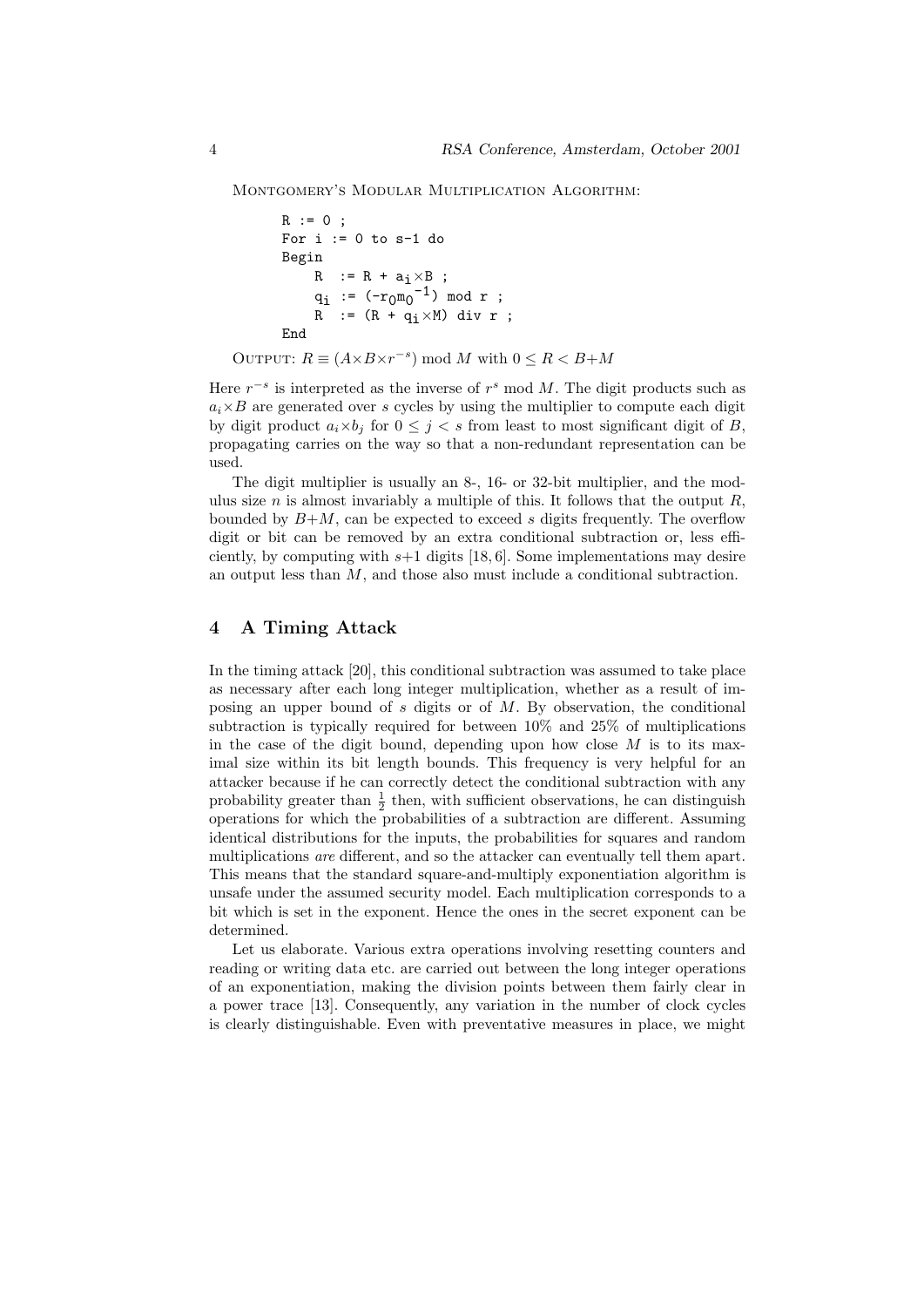Montgomery's Modular Multiplication Algorithm:

```
R := 0 ;
For i := 0 to s-1 do
Begin
    R  := R + a_i×B ;
    q_i := (-r_0 m_0^-1) mod r ;
    R  := (R + q_i×M) div r ;
End
```

Output: $R \equiv (A \times B \times r^{-s}) \bmod M$ with $0 \leq R < B + M$

Here $r^{-s}$ is interpreted as the inverse of $r^s$ mod $M$. The digit products such as $a_i \times B$ are generated over $s$ cycles by using the multiplier to compute each digit by digit product $a_i \times b_j$ for $0 \leq j < s$ from least to most significant digit of $B$, propagating carries on the way so that a non-redundant representation can be used.

The digit multiplier is usually an 8-, 16- or 32-bit multiplier, and the modulus size $n$ is almost invariably a multiple of this. It follows that the output $R$, bounded by $B + M$, can be expected to exceed $s$ digits frequently. The overflow digit or bit can be removed by an extra conditional subtraction or, less efficiently, by computing with $s+1$ digits [18, 6]. Some implementations may desire an output less than $M$, and those also must include a conditional subtraction.

## 4 A Timing Attack

In the timing attack [20], this conditional subtraction was assumed to take place as necessary after each long integer multiplication, whether as a result of imposing an upper bound of $s$ digits or of $M$. By observation, the conditional subtraction is typically required for between 10% and 25% of multiplications in the case of the digit bound, depending upon how close $M$ is to its maximal size within its bit length bounds. This frequency is very helpful for an attacker because if he can correctly detect the conditional subtraction with any probability greater than $\frac{1}{2}$ then, with sufficient observations, he can distinguish operations for which the probabilities of a subtraction are different. Assuming identical distributions for the inputs, the probabilities for squares and random multiplications *are* different, and so the attacker can eventually tell them apart. This means that the standard square-and-multiply exponentiation algorithm is unsafe under the assumed security model. Each multiplication corresponds to a bit which is set in the exponent. Hence the ones in the secret exponent can be determined.

Let us elaborate. Various extra operations involving resetting counters and reading or writing data etc. are carried out between the long integer operations of an exponentiation, making the division points between them fairly clear in a power trace [13]. Consequently, any variation in the number of clock cycles is clearly distinguishable. Even with preventative measures in place, we might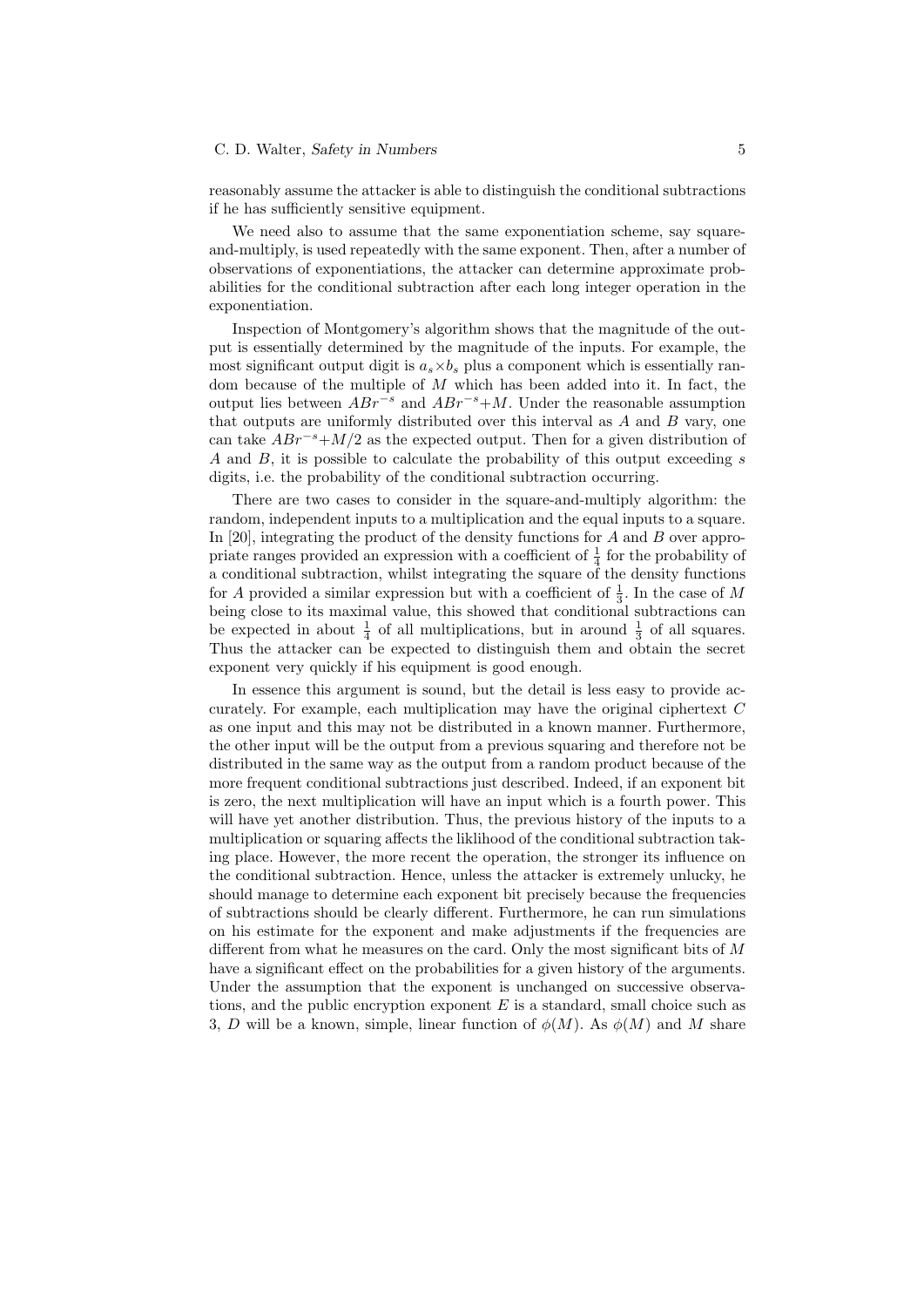reasonably assume the attacker is able to distinguish the conditional subtractions if he has sufficiently sensitive equipment.

We need also to assume that the same exponentiation scheme, say square-and-multiply, is used repeatedly with the same exponent. Then, after a number of observations of exponentiations, the attacker can determine approximate probabilities for the conditional subtraction after each long integer operation in the exponentiation.

Inspection of Montgomery's algorithm shows that the magnitude of the output is essentially determined by the magnitude of the inputs. For example, the most significant output digit is $a_s \times b_s$ plus a component which is essentially random because of the multiple of $M$ which has been added into it. In fact, the output lies between $ABr^{-s}$ and $ABr^{-s}+M$. Under the reasonable assumption that outputs are uniformly distributed over this interval as $A$ and $B$ vary, one can take $ABr^{-s}+M/2$ as the expected output. Then for a given distribution of $A$ and $B$, it is possible to calculate the probability of this output exceeding $s$ digits, i.e. the probability of the conditional subtraction occurring.

There are two cases to consider in the square-and-multiply algorithm: the random, independent inputs to a multiplication and the equal inputs to a square. In [20], integrating the product of the density functions for $A$ and $B$ over appropriate ranges provided an expression with a coefficient of $\frac{1}{4}$ for the probability of a conditional subtraction, whilst integrating the square of the density functions for $A$ provided a similar expression but with a coefficient of $\frac{1}{3}$. In the case of $M$ being close to its maximal value, this showed that conditional subtractions can be expected in about $\frac{1}{4}$ of all multiplications, but in around $\frac{1}{3}$ of all squares. Thus the attacker can be expected to distinguish them and obtain the secret exponent very quickly if his equipment is good enough.

In essence this argument is sound, but the detail is less easy to provide accurately. For example, each multiplication may have the original ciphertext $C$ as one input and this may not be distributed in a known manner. Furthermore, the other input will be the output from a previous squaring and therefore not be distributed in the same way as the output from a random product because of the more frequent conditional subtractions just described. Indeed, if an exponent bit is zero, the next multiplication will have an input which is a fourth power. This will have yet another distribution. Thus, the previous history of the inputs to a multiplication or squaring affects the liklihood of the conditional subtraction taking place. However, the more recent the operation, the stronger its influence on the conditional subtraction. Hence, unless the attacker is extremely unlucky, he should manage to determine each exponent bit precisely because the frequencies of subtractions should be clearly different. Furthermore, he can run simulations on his estimate for the exponent and make adjustments if the frequencies are different from what he measures on the card. Only the most significant bits of $M$ have a significant effect on the probabilities for a given history of the arguments. Under the assumption that the exponent is unchanged on successive observations, and the public encryption exponent $E$ is a standard, small choice such as 3, $D$ will be a known, simple, linear function of $\phi(M)$. As $\phi(M)$ and $M$ share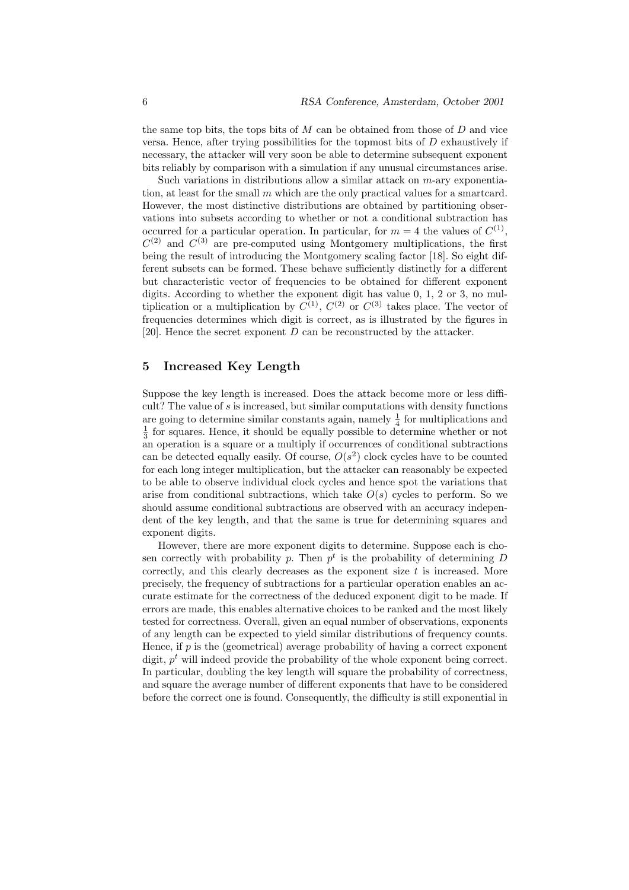the same top bits, the tops bits of $M$ can be obtained from those of $D$ and vice versa. Hence, after trying possibilities for the topmost bits of $D$ exhaustively if necessary, the attacker will very soon be able to determine subsequent exponent bits reliably by comparison with a simulation if any unusual circumstances arise.

Such variations in distributions allow a similar attack on $m$-ary exponentiation, at least for the small $m$ which are the only practical values for a smartcard. However, the most distinctive distributions are obtained by partitioning observations into subsets according to whether or not a conditional subtraction has occurred for a particular operation. In particular, for $m = 4$ the values of $C^{(1)}$, $C^{(2)}$ and $C^{(3)}$ are pre-computed using Montgomery multiplications, the first being the result of introducing the Montgomery scaling factor [18]. So eight different subsets can be formed. These behave sufficiently distinctly for a different but characteristic vector of frequencies to be obtained for different exponent digits. According to whether the exponent digit has value 0, 1, 2 or 3, no multiplication or a multiplication by $C^{(1)}$, $C^{(2)}$ or $C^{(3)}$ takes place. The vector of frequencies determines which digit is correct, as is illustrated by the figures in [20]. Hence the secret exponent $D$ can be reconstructed by the attacker.

## 5 Increased Key Length

Suppose the key length is increased. Does the attack become more or less difficult? The value of $s$ is increased, but similar computations with density functions are going to determine similar constants again, namely $\frac{1}{4}$ for multiplications and $\frac{1}{3}$ for squares. Hence, it should be equally possible to determine whether or not an operation is a square or a multiply if occurrences of conditional subtractions can be detected equally easily. Of course, $O(s^2)$ clock cycles have to be counted for each long integer multiplication, but the attacker can reasonably be expected to be able to observe individual clock cycles and hence spot the variations that arise from conditional subtractions, which take $O(s)$ cycles to perform. So we should assume conditional subtractions are observed with an accuracy independent of the key length, and that the same is true for determining squares and exponent digits.

However, there are more exponent digits to determine. Suppose each is chosen correctly with probability $p$. Then $p^t$ is the probability of determining $D$ correctly, and this clearly decreases as the exponent size $t$ is increased. More precisely, the frequency of subtractions for a particular operation enables an accurate estimate for the correctness of the deduced exponent digit to be made. If errors are made, this enables alternative choices to be ranked and the most likely tested for correctness. Overall, given an equal number of observations, exponents of any length can be expected to yield similar distributions of frequency counts. Hence, if $p$ is the (geometrical) average probability of having a correct exponent digit, $p^t$ will indeed provide the probability of the whole exponent being correct. In particular, doubling the key length will square the probability of correctness, and square the average number of different exponents that have to be considered before the correct one is found. Consequently, the difficulty is still exponential in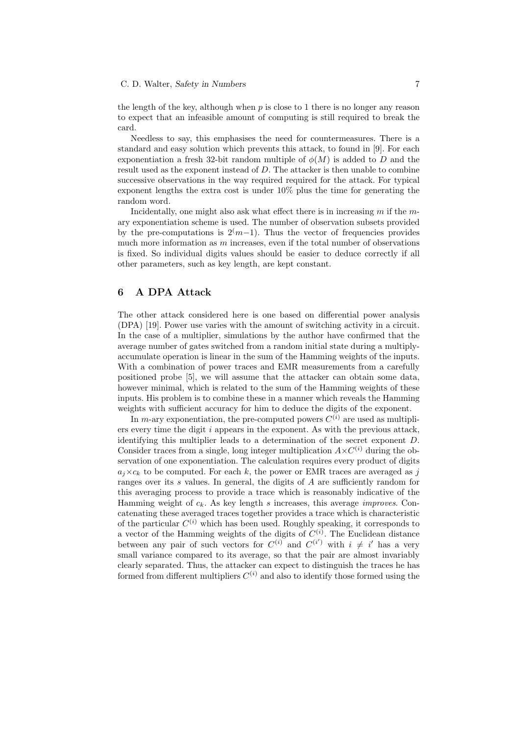the length of the key, although when $p$ is close to 1 there is no longer any reason to expect that an infeasible amount of computing is still required to break the card.

Needless to say, this emphasises the need for countermeasures. There is a standard and easy solution which prevents this attack, to found in [9]. For each exponentiation a fresh 32-bit random multiple of $\phi(M)$ is added to $D$ and the result used as the exponent instead of $D$. The attacker is then unable to combine successive observations in the way required required for the attack. For typical exponent lengths the extra cost is under 10% plus the time for generating the random word.

Incidentally, one might also ask what effect there is in increasing $m$ if the $m$-ary exponentiation scheme is used. The number of observation subsets provided by the pre-computations is $2^(m-1)$. Thus the vector of frequencies provides much more information as $m$ increases, even if the total number of observations is fixed. So individual digits values should be easier to deduce correctly if all other parameters, such as key length, are kept constant.

## 6 A DPA Attack

The other attack considered here is one based on differential power analysis (DPA) [19]. Power use varies with the amount of switching activity in a circuit. In the case of a multiplier, simulations by the author have confirmed that the average number of gates switched from a random initial state during a multiply-accumulate operation is linear in the sum of the Hamming weights of the inputs. With a combination of power traces and EMR measurements from a carefully positioned probe [5], we will assume that the attacker can obtain some data, however minimal, which is related to the sum of the Hamming weights of these inputs. His problem is to combine these in a manner which reveals the Hamming weights with sufficient accuracy for him to deduce the digits of the exponent.

In $m$-ary exponentiation, the pre-computed powers $C^{(i)}$ are used as multipliers every time the digit $i$ appears in the exponent. As with the previous attack, identifying this multiplier leads to a determination of the secret exponent $D$. Consider traces from a single, long integer multiplication $A \times C^{(i)}$ during the observation of one exponentiation. The calculation requires every product of digits $a_j \times c_k$ to be computed. For each $k$, the power or EMR traces are averaged as $j$ ranges over its $s$ values. In general, the digits of $A$ are sufficiently random for this averaging process to provide a trace which is reasonably indicative of the Hamming weight of $c_k$. As key length $s$ increases, this average *improves*. Concatenating these averaged traces together provides a trace which is characteristic of the particular $C^{(i)}$ which has been used. Roughly speaking, it corresponds to a vector of the Hamming weights of the digits of $C^{(i)}$. The Euclidean distance between any pair of such vectors for $C^{(i)}$ and $C^{(i')}$ with $i \neq i'$ has a very small variance compared to its average, so that the pair are almost invariably clearly separated. Thus, the attacker can expect to distinguish the traces he has formed from different multipliers $C^{(i)}$ and also to identify those formed using the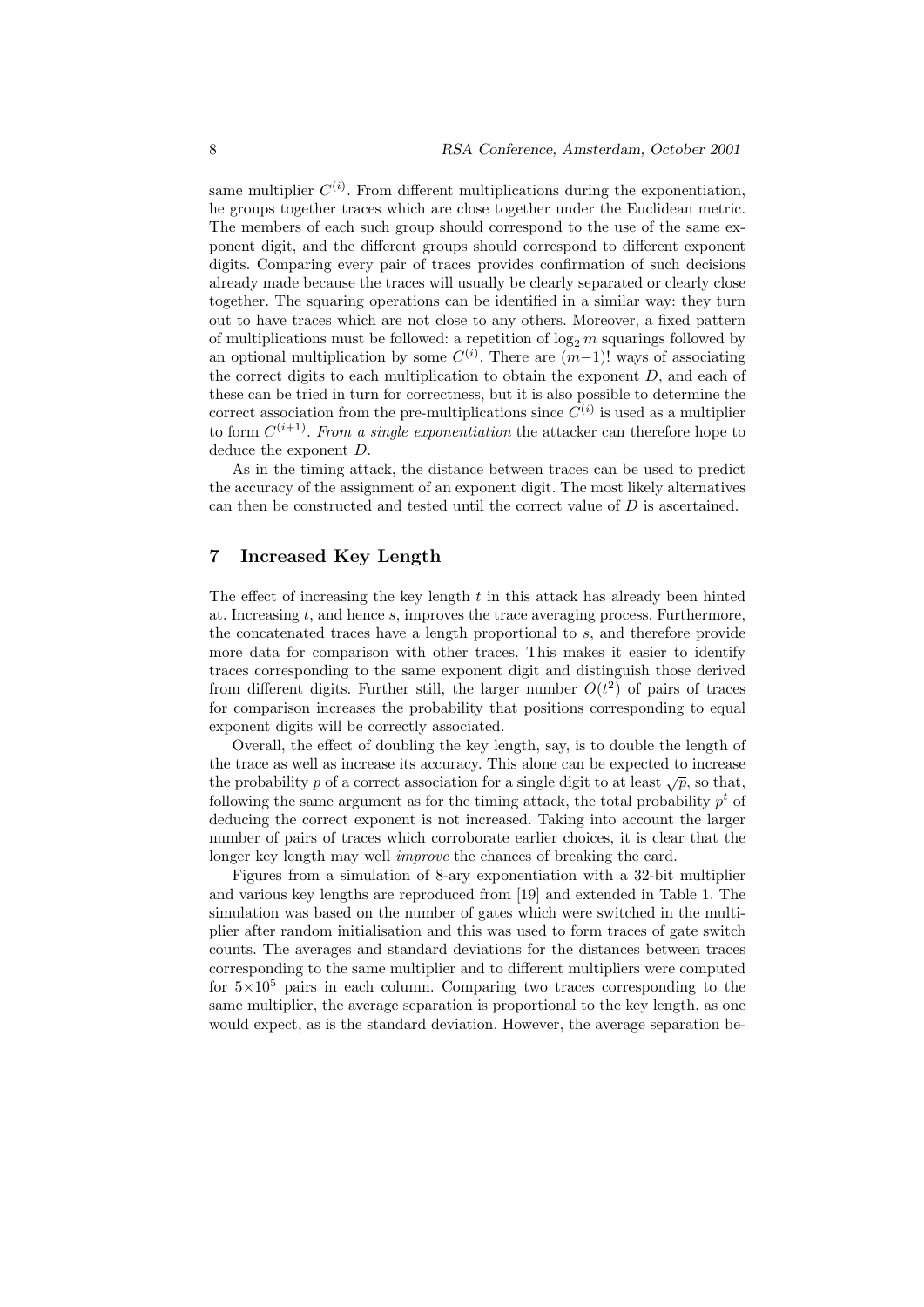same multiplier $C^{(i)}$. From different multiplications during the exponentiation, he groups together traces which are close together under the Euclidean metric. The members of each such group should correspond to the use of the same exponent digit, and the different groups should correspond to different exponent digits. Comparing every pair of traces provides confirmation of such decisions already made because the traces will usually be clearly separated or clearly close together. The squaring operations can be identified in a similar way: they turn out to have traces which are not close to any others. Moreover, a fixed pattern of multiplications must be followed: a repetition of $\log_2 m$ squarings followed by an optional multiplication by some $C^{(i)}$. There are $(m-1)!$ ways of associating the correct digits to each multiplication to obtain the exponent $D$, and each of these can be tried in turn for correctness, but it is also possible to determine the correct association from the pre-multiplications since $C^{(i)}$ is used as a multiplier to form $C^{(i+1)}$. *From a single exponentiation* the attacker can therefore hope to deduce the exponent $D$.

As in the timing attack, the distance between traces can be used to predict the accuracy of the assignment of an exponent digit. The most likely alternatives can then be constructed and tested until the correct value of $D$ is ascertained.

## 7 Increased Key Length

The effect of increasing the key length $t$ in this attack has already been hinted at. Increasing $t$, and hence $s$, improves the trace averaging process. Furthermore, the concatenated traces have a length proportional to $s$, and therefore provide more data for comparison with other traces. This makes it easier to identify traces corresponding to the same exponent digit and distinguish those derived from different digits. Further still, the larger number $O(t^2)$ of pairs of traces for comparison increases the probability that positions corresponding to equal exponent digits will be correctly associated.

Overall, the effect of doubling the key length, say, is to double the length of the trace as well as increase its accuracy. This alone can be expected to increase the probability $p$ of a correct association for a single digit to at least $\sqrt{p}$, so that, following the same argument as for the timing attack, the total probability $p^t$ of deducing the correct exponent is not increased. Taking into account the larger number of pairs of traces which corroborate earlier choices, it is clear that the longer key length may well *improve* the chances of breaking the card.

Figures from a simulation of 8-ary exponentiation with a 32-bit multiplier and various key lengths are reproduced from [19] and extended in Table 1. The simulation was based on the number of gates which were switched in the multiplier after random initialisation and this was used to form traces of gate switch counts. The averages and standard deviations for the distances between traces corresponding to the same multiplier and to different multipliers were computed for $5{\times}10^5$ pairs in each column. Comparing two traces corresponding to the same multiplier, the average separation is proportional to the key length, as one would expect, as is the standard deviation. However, the average separation be-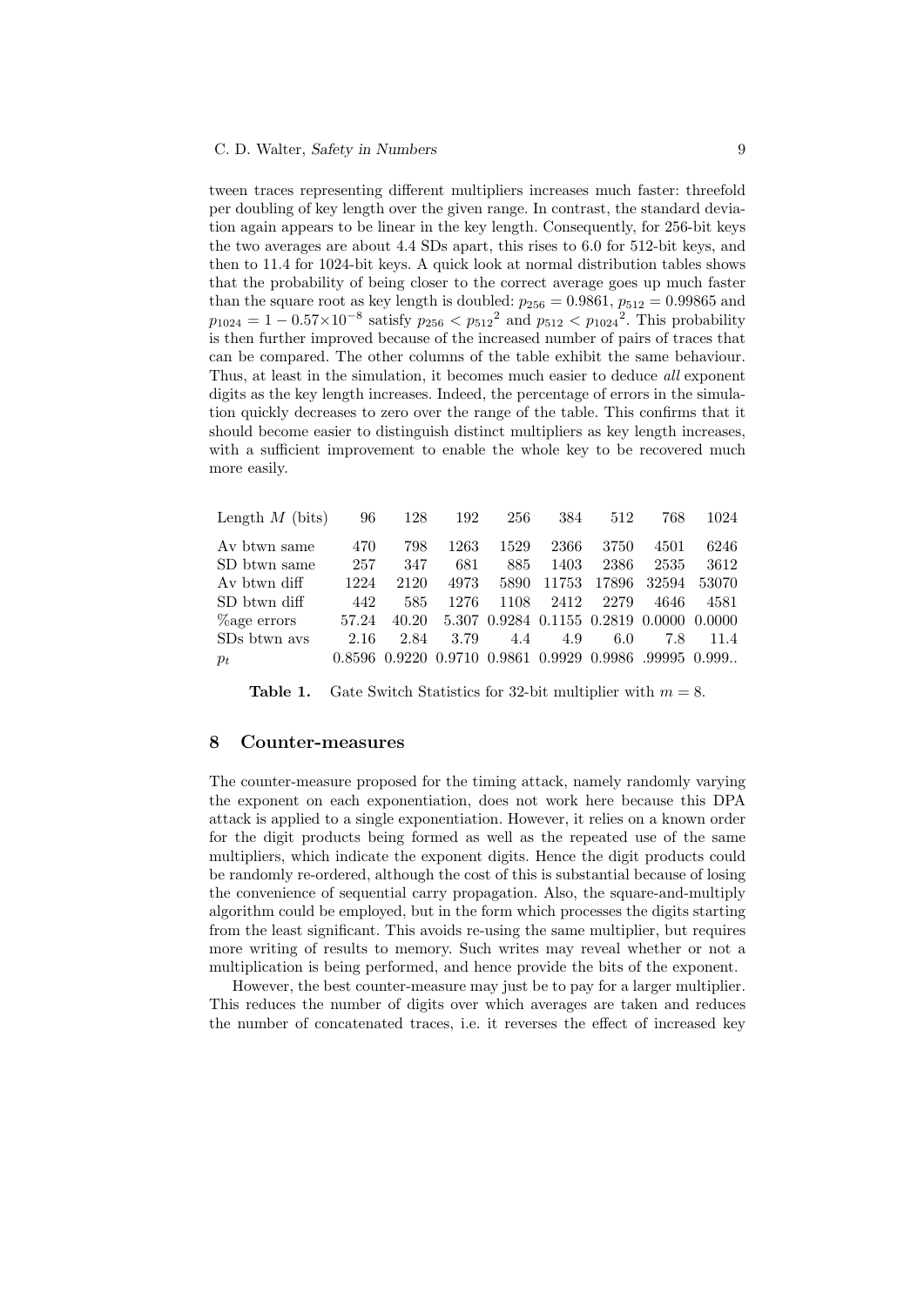tween traces representing different multipliers increases much faster: threefold per doubling of key length over the given range. In contrast, the standard deviation again appears to be linear in the key length. Consequently, for 256-bit keys the two averages are about 4.4 SDs apart, this rises to 6.0 for 512-bit keys, and then to 11.4 for 1024-bit keys. A quick look at normal distribution tables shows that the probability of being closer to the correct average goes up much faster than the square root as key length is doubled: $p_{256} = 0.9861$, $p_{512} = 0.99865$ and $p_{1024} = 1 - 0.57{\times}10^{-8}$ satisfy $p_{256} < {p_{512}}^2$ and $p_{512} < {p_{1024}}^2$. This probability is then further improved because of the increased number of pairs of traces that can be compared. The other columns of the table exhibit the same behaviour. Thus, at least in the simulation, it becomes much easier to deduce *all* exponent digits as the key length increases. Indeed, the percentage of errors in the simulation quickly decreases to zero over the range of the table. This confirms that it should become easier to distinguish distinct multipliers as key length increases, with a sufficient improvement to enable the whole key to be recovered much more easily.

| Length $M$ (bits) | 96 | 128 | 192 | 256 | 384 | 512 | 768 | 1024 |
|---|---|---|---|---|---|---|---|---|
| Av btwn same | 470 | 798 | 1263 | 1529 | 2366 | 3750 | 4501 | 6246 |
| SD btwn same | 257 | 347 | 681 | 885 | 1403 | 2386 | 2535 | 3612 |
| Av btwn diff | 1224 | 2120 | 4973 | 5890 | 11753 | 17896 | 32594 | 53070 |
| SD btwn diff | 442 | 585 | 1276 | 1108 | 2412 | 2279 | 4646 | 4581 |
| %age errors | 57.24 | 40.20 | 5.307 | 0.9284 | 0.1155 | 0.2819 | 0.0000 | 0.0000 |
| SDs btwn avs | 2.16 | 2.84 | 3.79 | 4.4 | 4.9 | 6.0 | 7.8 | 11.4 |
| $p_t$ | 0.8596 | 0.9220 | 0.9710 | 0.9861 | 0.9929 | 0.9986 | .99995 | 0.999.. |

**Table 1.** Gate Switch Statistics for 32-bit multiplier with $m = 8$.

## 8 Counter-measures

The counter-measure proposed for the timing attack, namely randomly varying the exponent on each exponentiation, does not work here because this DPA attack is applied to a single exponentiation. However, it relies on a known order for the digit products being formed as well as the repeated use of the same multipliers, which indicate the exponent digits. Hence the digit products could be randomly re-ordered, although the cost of this is substantial because of losing the convenience of sequential carry propagation. Also, the square-and-multiply algorithm could be employed, but in the form which processes the digits starting from the least significant. This avoids re-using the same multiplier, but requires more writing of results to memory. Such writes may reveal whether or not a multiplication is being performed, and hence provide the bits of the exponent.

However, the best counter-measure may just be to pay for a larger multiplier. This reduces the number of digits over which averages are taken and reduces the number of concatenated traces, i.e. it reverses the effect of increased key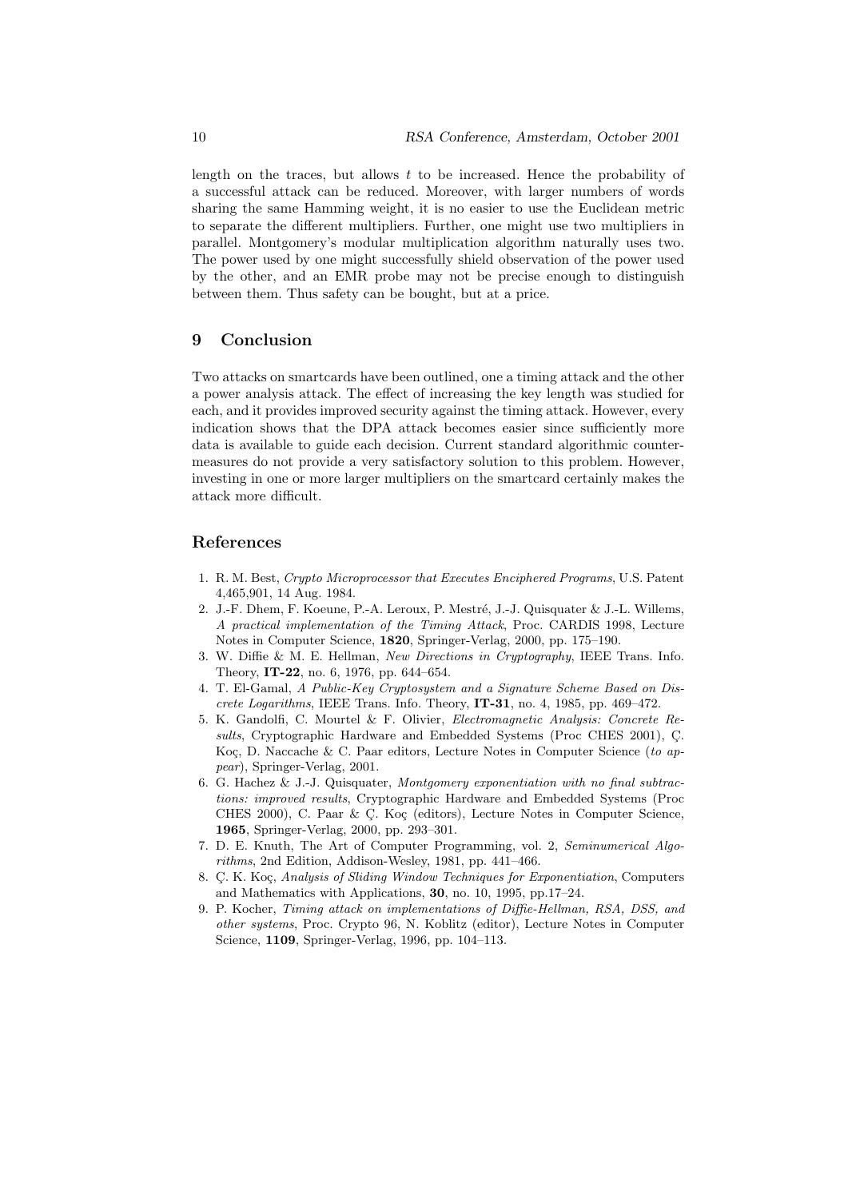length on the traces, but allows $t$ to be increased. Hence the probability of a successful attack can be reduced. Moreover, with larger numbers of words sharing the same Hamming weight, it is no easier to use the Euclidean metric to separate the different multipliers. Further, one might use two multipliers in parallel. Montgomery's modular multiplication algorithm naturally uses two. The power used by one might successfully shield observation of the power used by the other, and an EMR probe may not be precise enough to distinguish between them. Thus safety can be bought, but at a price.

## 9 Conclusion

Two attacks on smartcards have been outlined, one a timing attack and the other a power analysis attack. The effect of increasing the key length was studied for each, and it provides improved security against the timing attack. However, every indication shows that the DPA attack becomes easier since sufficiently more data is available to guide each decision. Current standard algorithmic countermeasures do not provide a very satisfactory solution to this problem. However, investing in one or more larger multipliers on the smartcard certainly makes the attack more difficult.

## References

1. R. M. Best, *Crypto Microprocessor that Executes Enciphered Programs*, U.S. Patent 4,465,901, 14 Aug. 1984.
2. J.-F. Dhem, F. Koeune, P.-A. Leroux, P. Mestré, J.-J. Quisquater & J.-L. Willems, *A practical implementation of the Timing Attack*, Proc. CARDIS 1998, Lecture Notes in Computer Science, **1820**, Springer-Verlag, 2000, pp. 175–190.
3. W. Diffie & M. E. Hellman, *New Directions in Cryptography*, IEEE Trans. Info. Theory, **IT-22**, no. 6, 1976, pp. 644–654.
4. T. El-Gamal, *A Public-Key Cryptosystem and a Signature Scheme Based on Discrete Logarithms*, IEEE Trans. Info. Theory, **IT-31**, no. 4, 1985, pp. 469–472.
5. K. Gandolfi, C. Mourtel & F. Olivier, *Electromagnetic Analysis: Concrete Results*, Cryptographic Hardware and Embedded Systems (Proc CHES 2001), Ç. Koç, D. Naccache & C. Paar editors, Lecture Notes in Computer Science (*to appear*), Springer-Verlag, 2001.
6. G. Hachez & J.-J. Quisquater, *Montgomery exponentiation with no final subtractions: improved results*, Cryptographic Hardware and Embedded Systems (Proc CHES 2000), C. Paar & Ç. Koç (editors), Lecture Notes in Computer Science, **1965**, Springer-Verlag, 2000, pp. 293–301.
7. D. E. Knuth, The Art of Computer Programming, vol. 2, *Seminumerical Algorithms*, 2nd Edition, Addison-Wesley, 1981, pp. 441–466.
8. Ç. K. Koç, *Analysis of Sliding Window Techniques for Exponentiation*, Computers and Mathematics with Applications, **30**, no. 10, 1995, pp.17–24.
9. P. Kocher, *Timing attack on implementations of Diffie-Hellman, RSA, DSS, and other systems*, Proc. Crypto 96, N. Koblitz (editor), Lecture Notes in Computer Science, **1109**, Springer-Verlag, 1996, pp. 104–113.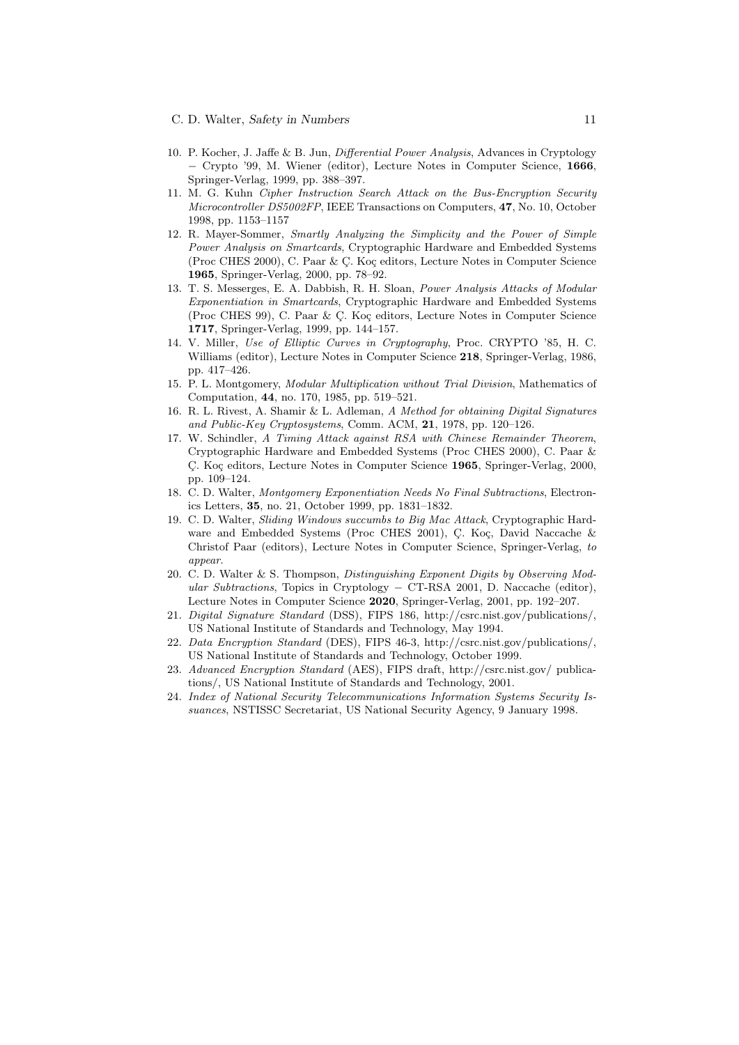10. P. Kocher, J. Jaffe & B. Jun, *Differential Power Analysis*, Advances in Cryptology − Crypto '99, M. Wiener (editor), Lecture Notes in Computer Science, **1666**, Springer-Verlag, 1999, pp. 388–397.
11. M. G. Kuhn *Cipher Instruction Search Attack on the Bus-Encryption Security Microcontroller DS5002FP*, IEEE Transactions on Computers, **47**, No. 10, October 1998, pp. 1153–1157
12. R. Mayer-Sommer, *Smartly Analyzing the Simplicity and the Power of Simple Power Analysis on Smartcards*, Cryptographic Hardware and Embedded Systems (Proc CHES 2000), C. Paar & Ç. Koç editors, Lecture Notes in Computer Science **1965**, Springer-Verlag, 2000, pp. 78–92.
13. T. S. Messerges, E. A. Dabbish, R. H. Sloan, *Power Analysis Attacks of Modular Exponentiation in Smartcards*, Cryptographic Hardware and Embedded Systems (Proc CHES 99), C. Paar & Ç. Koç editors, Lecture Notes in Computer Science **1717**, Springer-Verlag, 1999, pp. 144–157.
14. V. Miller, *Use of Elliptic Curves in Cryptography*, Proc. CRYPTO '85, H. C. Williams (editor), Lecture Notes in Computer Science **218**, Springer-Verlag, 1986, pp. 417–426.
15. P. L. Montgomery, *Modular Multiplication without Trial Division*, Mathematics of Computation, **44**, no. 170, 1985, pp. 519–521.
16. R. L. Rivest, A. Shamir & L. Adleman, *A Method for obtaining Digital Signatures and Public-Key Cryptosystems*, Comm. ACM, **21**, 1978, pp. 120–126.
17. W. Schindler, *A Timing Attack against RSA with Chinese Remainder Theorem*, Cryptographic Hardware and Embedded Systems (Proc CHES 2000), C. Paar & Ç. Koç editors, Lecture Notes in Computer Science **1965**, Springer-Verlag, 2000, pp. 109–124.
18. C. D. Walter, *Montgomery Exponentiation Needs No Final Subtractions*, Electronics Letters, **35**, no. 21, October 1999, pp. 1831–1832.
19. C. D. Walter, *Sliding Windows succumbs to Big Mac Attack*, Cryptographic Hardware and Embedded Systems (Proc CHES 2001), Ç. Koç, David Naccache & Christof Paar (editors), Lecture Notes in Computer Science, Springer-Verlag, *to appear*.
20. C. D. Walter & S. Thompson, *Distinguishing Exponent Digits by Observing Modular Subtractions*, Topics in Cryptology − CT-RSA 2001, D. Naccache (editor), Lecture Notes in Computer Science **2020**, Springer-Verlag, 2001, pp. 192–207.
21. *Digital Signature Standard* (DSS), FIPS 186, http://csrc.nist.gov/publications/, US National Institute of Standards and Technology, May 1994.
22. *Data Encryption Standard* (DES), FIPS 46-3, http://csrc.nist.gov/publications/, US National Institute of Standards and Technology, October 1999.
23. *Advanced Encryption Standard* (AES), FIPS draft, http://csrc.nist.gov/ publications/, US National Institute of Standards and Technology, 2001.
24. *Index of National Security Telecommunications Information Systems Security Issuances*, NSTISSC Secretariat, US National Security Agency, 9 January 1998.